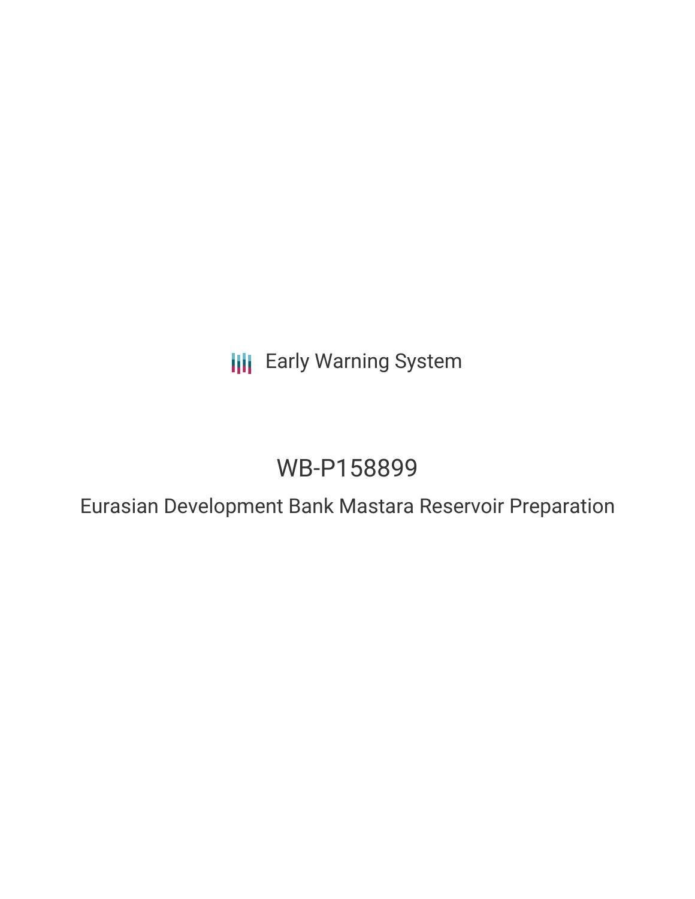Early Warning System

# WB-P158899

## Eurasian Development Bank Mastara Reservoir Preparation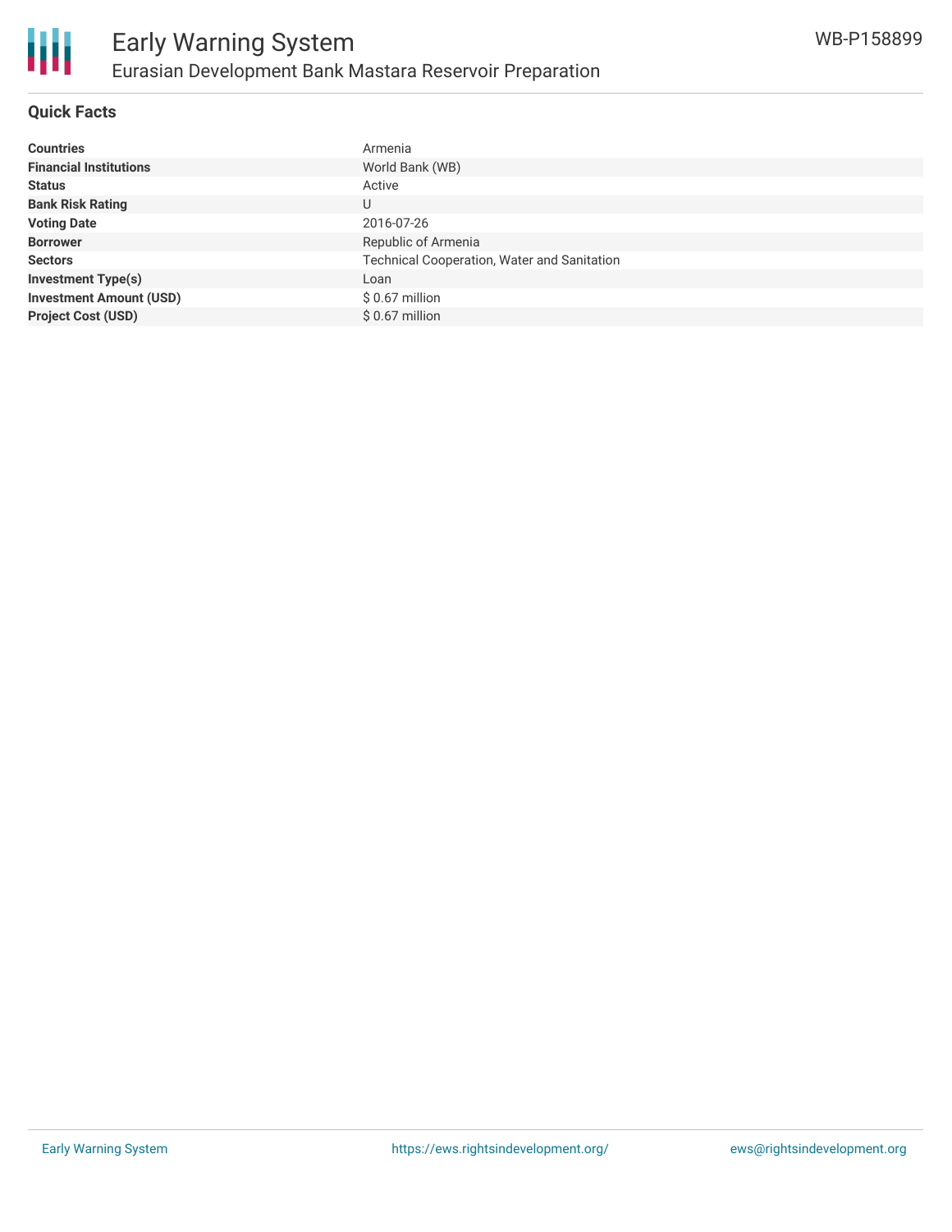# Early Warning System

## Eurasian Development Bank Mastara Reservoir Preparation

WB-P158899

### Quick Facts

| | |
|---|---|
| **Countries** | Armenia |
| **Financial Institutions** | World Bank (WB) |
| **Status** | Active |
| **Bank Risk Rating** | U |
| **Voting Date** | 2016-07-26 |
| **Borrower** | Republic of Armenia |
| **Sectors** | Technical Cooperation, Water and Sanitation |
| **Investment Type(s)** | Loan |
| **Investment Amount (USD)** | $ 0.67 million |
| **Project Cost (USD)** | $ 0.67 million |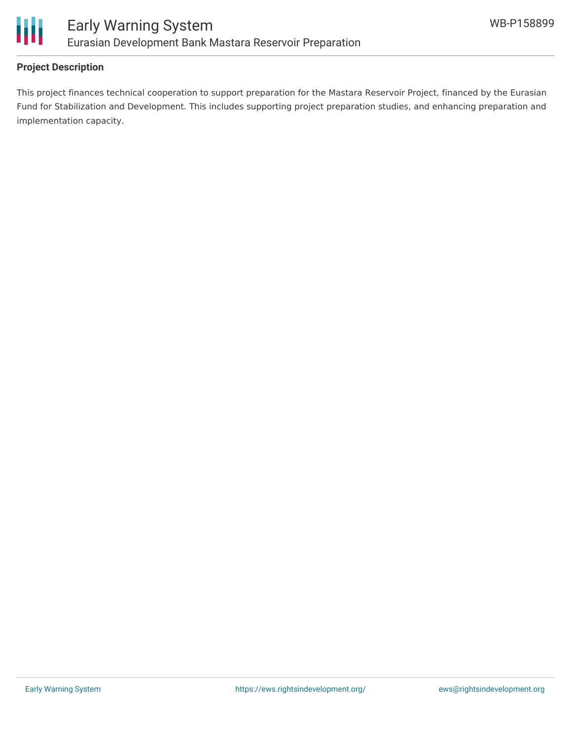## Project Description

This project finances technical cooperation to support preparation for the Mastara Reservoir Project, financed by the Eurasian Fund for Stabilization and Development. This includes supporting project preparation studies, and enhancing preparation and implementation capacity.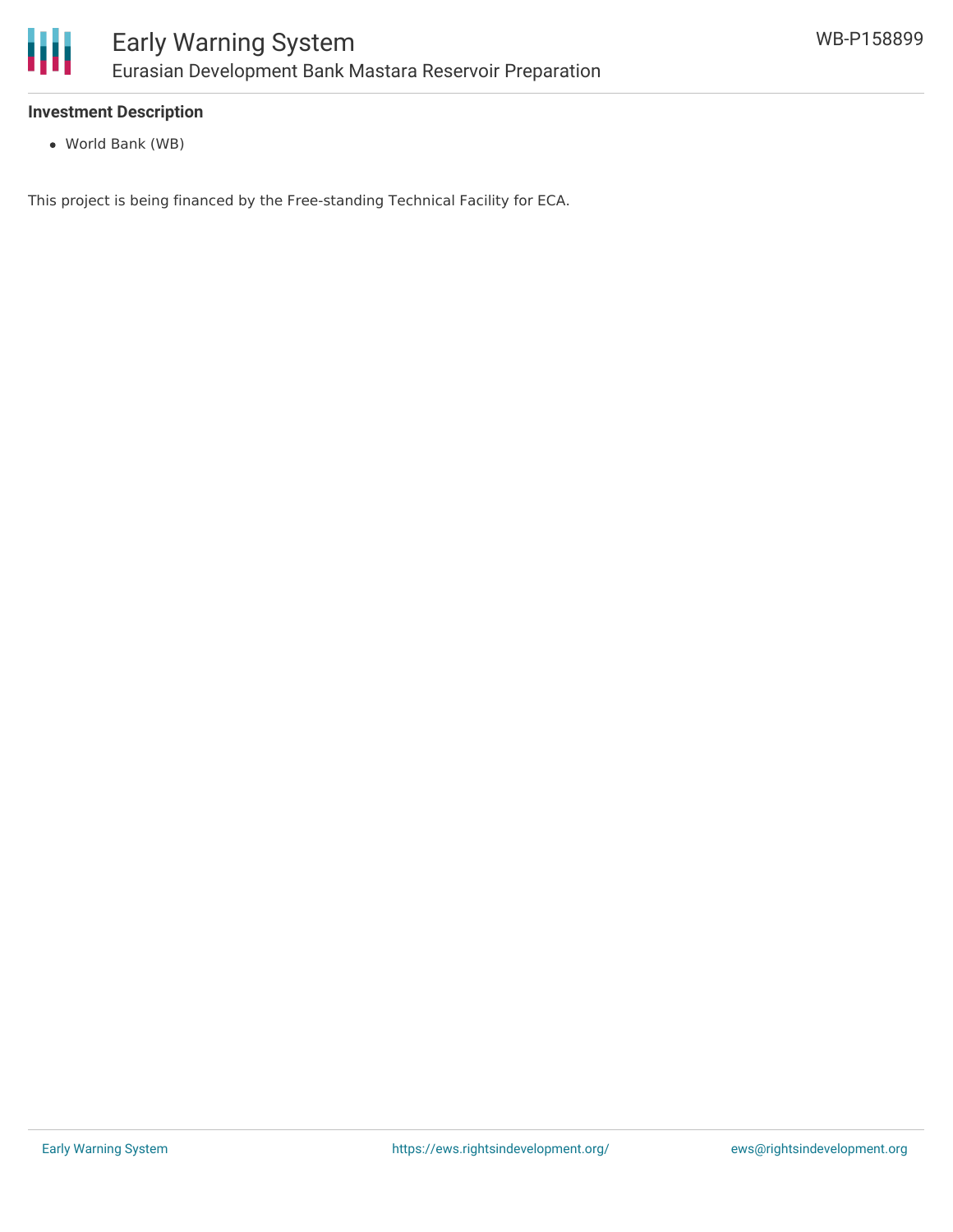**Investment Description**

- World Bank (WB)

This project is being financed by the Free-standing Technical Facility for ECA.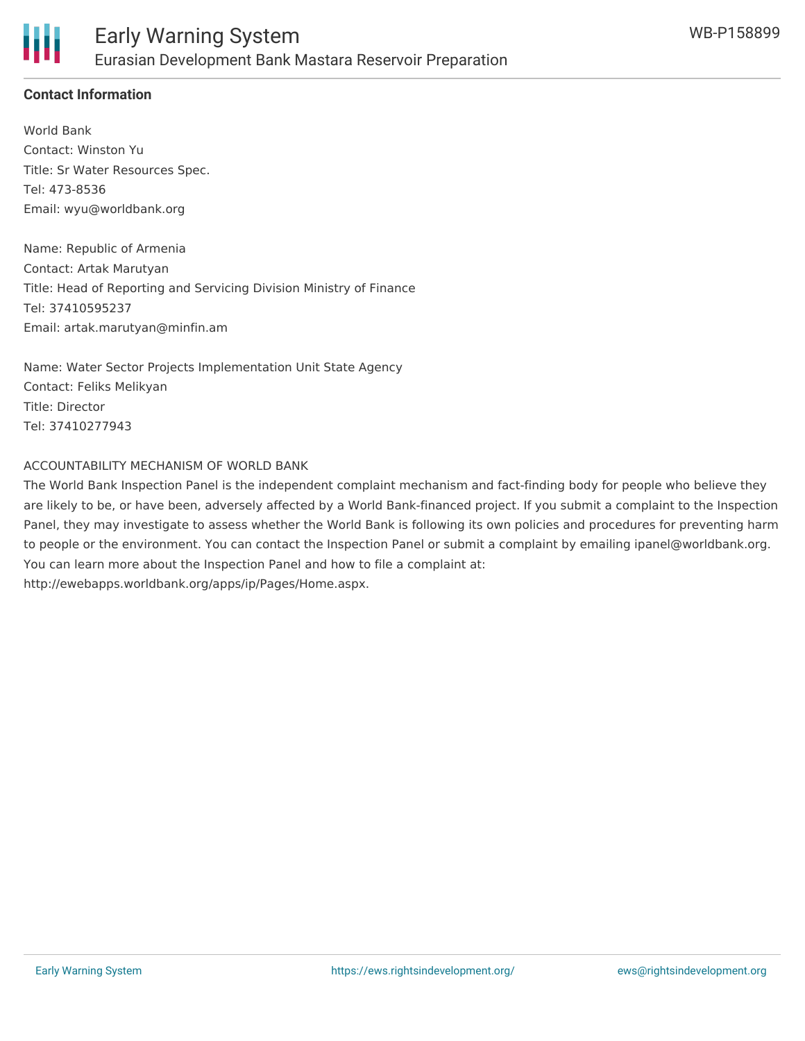## Contact Information

World Bank
Contact: Winston Yu
Title: Sr Water Resources Spec.
Tel: 473-8536
Email: wyu@worldbank.org

Name: Republic of Armenia
Contact: Artak Marutyan
Title: Head of Reporting and Servicing Division Ministry of Finance
Tel: 37410595237
Email: artak.marutyan@minfin.am

Name: Water Sector Projects Implementation Unit State Agency
Contact: Feliks Melikyan
Title: Director
Tel: 37410277943

ACCOUNTABILITY MECHANISM OF WORLD BANK

The World Bank Inspection Panel is the independent complaint mechanism and fact-finding body for people who believe they are likely to be, or have been, adversely affected by a World Bank-financed project. If you submit a complaint to the Inspection Panel, they may investigate to assess whether the World Bank is following its own policies and procedures for preventing harm to people or the environment. You can contact the Inspection Panel or submit a complaint by emailing ipanel@worldbank.org. You can learn more about the Inspection Panel and how to file a complaint at: http://ewebapps.worldbank.org/apps/ip/Pages/Home.aspx.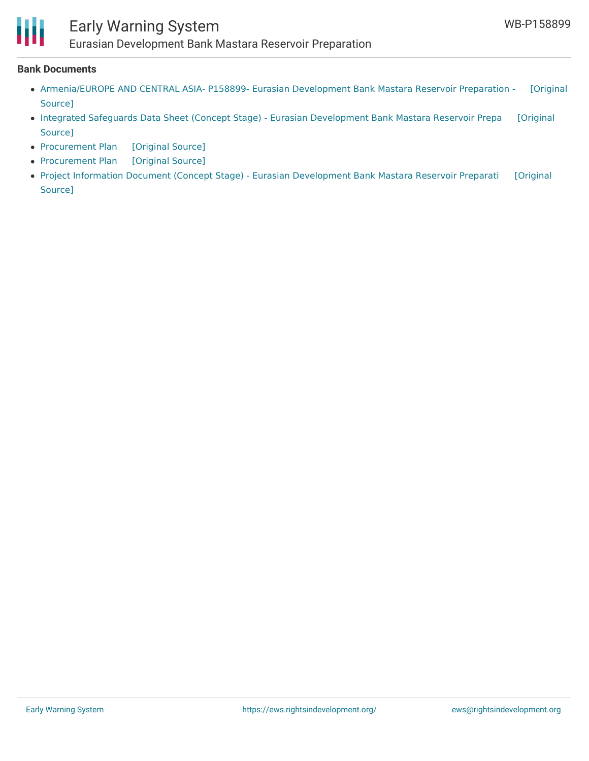### Bank Documents

- Armenia/EUROPE AND CENTRAL ASIA- P158899- Eurasian Development Bank Mastara Reservoir Preparation - [Original Source]
- Integrated Safeguards Data Sheet (Concept Stage) - Eurasian Development Bank Mastara Reservoir Prepa [Original Source]
- Procurement Plan [Original Source]
- Procurement Plan [Original Source]
- Project Information Document (Concept Stage) - Eurasian Development Bank Mastara Reservoir Preparati [Original Source]